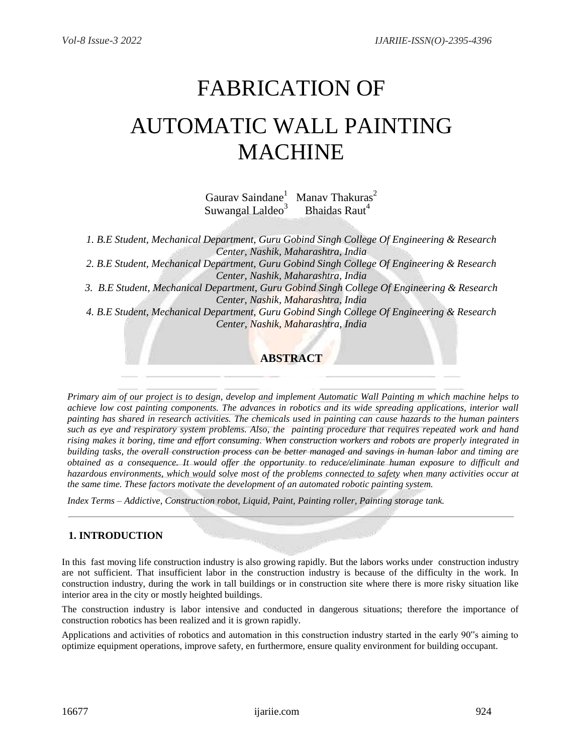# FABRICATION OF AUTOMATIC WALL PAINTING MACHINE

Gaurav Saindane[1] Manav Thakuras[2]
Suwangal Laldeo[3] Bhaidas Raut[4]

*1. B.E Student, Mechanical Department, Guru Gobind Singh College Of Engineering & Research Center, Nashik, Maharashtra, India*
*2. B.E Student, Mechanical Department, Guru Gobind Singh College Of Engineering & Research Center, Nashik, Maharashtra, India*
*3. B.E Student, Mechanical Department, Guru Gobind Singh College Of Engineering & Research Center, Nashik, Maharashtra, India*
*4. B.E Student, Mechanical Department, Guru Gobind Singh College Of Engineering & Research Center, Nashik, Maharashtra, India*

## ABSTRACT

*Primary aim of our project is to design, develop and implement Automatic Wall Painting m which machine helps to achieve low cost painting components. The advances in robotics and its wide spreading applications, interior wall painting has shared in research activities. The chemicals used in painting can cause hazards to the human painters such as eye and respiratory system problems. Also, the painting procedure that requires repeated work and hand rising makes it boring, time and effort consuming. When construction workers and robots are properly integrated in building tasks, the overall construction process can be better managed and savings in human labor and timing are obtained as a consequence. It would offer the opportunity to reduce/eliminate human exposure to difficult and hazardous environments, which would solve most of the problems connected to safety when many activities occur at the same time. These factors motivate the development of an automated robotic painting system.*

*Index Terms – Addictive, Construction robot, Liquid, Paint, Painting roller, Painting storage tank.*

## 1. INTRODUCTION

In this fast moving life construction industry is also growing rapidly. But the labors works under construction industry are not sufficient. That insufficient labor in the construction industry is because of the difficulty in the work. In construction industry, during the work in tall buildings or in construction site where there is more risky situation like interior area in the city or mostly heighted buildings.

The construction industry is labor intensive and conducted in dangerous situations; therefore the importance of construction robotics has been realized and it is grown rapidly.

Applications and activities of robotics and automation in this construction industry started in the early 90"s aiming to optimize equipment operations, improve safety, en furthermore, ensure quality environment for building occupant.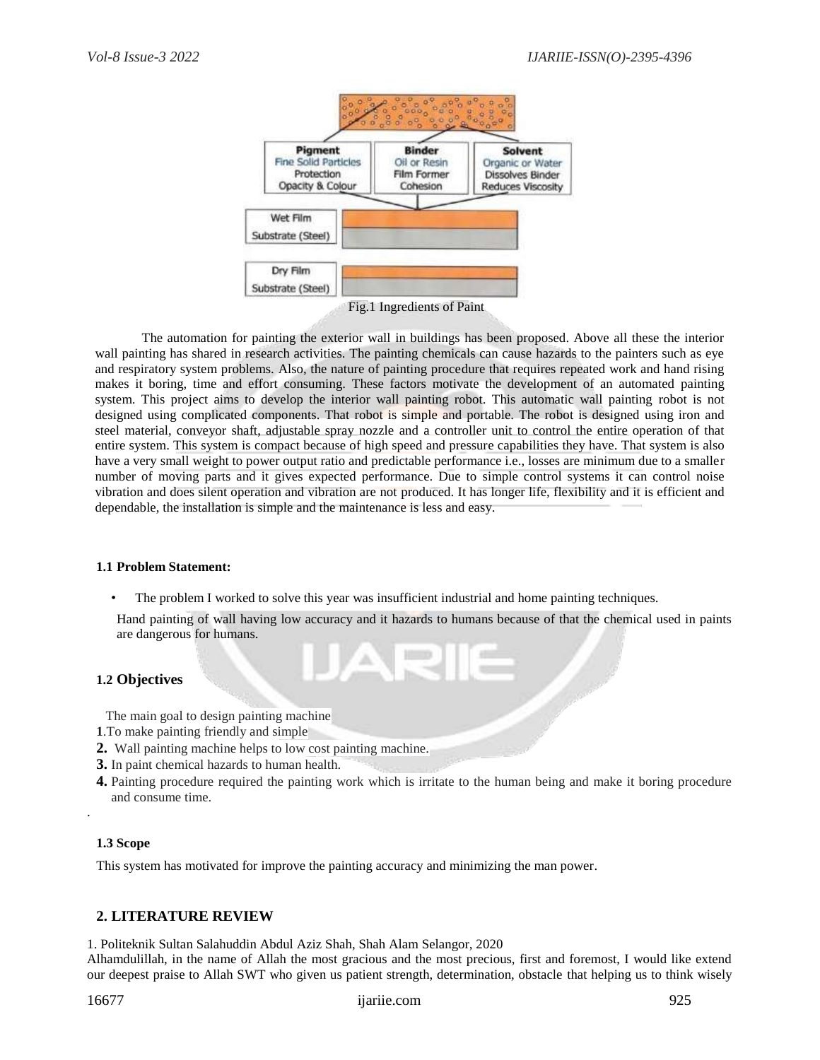Fig.1 Ingredients of Paint

The automation for painting the exterior wall in buildings has been proposed. Above all these the interior wall painting has shared in research activities. The painting chemicals can cause hazards to the painters such as eye and respiratory system problems. Also, the nature of painting procedure that requires repeated work and hand rising makes it boring, time and effort consuming. These factors motivate the development of an automated painting system. This project aims to develop the interior wall painting robot. This automatic wall painting robot is not designed using complicated components. That robot is simple and portable. The robot is designed using iron and steel material, conveyor shaft, adjustable spray nozzle and a controller unit to control the entire operation of that entire system. This system is compact because of high speed and pressure capabilities they have. That system is also have a very small weight to power output ratio and predictable performance i.e., losses are minimum due to a smaller number of moving parts and it gives expected performance. Due to simple control systems it can control noise vibration and does silent operation and vibration are not produced. It has longer life, flexibility and it is efficient and dependable, the installation is simple and the maintenance is less and easy.

### 1.1 Problem Statement:

- The problem I worked to solve this year was insufficient industrial and home painting techniques.

Hand painting of wall having low accuracy and it hazards to humans because of that the chemical used in paints are dangerous for humans.

### 1.2 Objectives

The main goal to design painting machine

1. To make painting friendly and simple
2. Wall painting machine helps to low cost painting machine.
3. In paint chemical hazards to human health.
4. Painting procedure required the painting work which is irritate to the human being and make it boring procedure and consume time.

.

### 1.3 Scope

This system has motivated for improve the painting accuracy and minimizing the man power.

## 2. LITERATURE REVIEW

1. Politeknik Sultan Salahuddin Abdul Aziz Shah, Shah Alam Selangor, 2020

Alhamdulillah, in the name of Allah the most gracious and the most precious, first and foremost, I would like extend our deepest praise to Allah SWT who given us patient strength, determination, obstacle that helping us to think wisely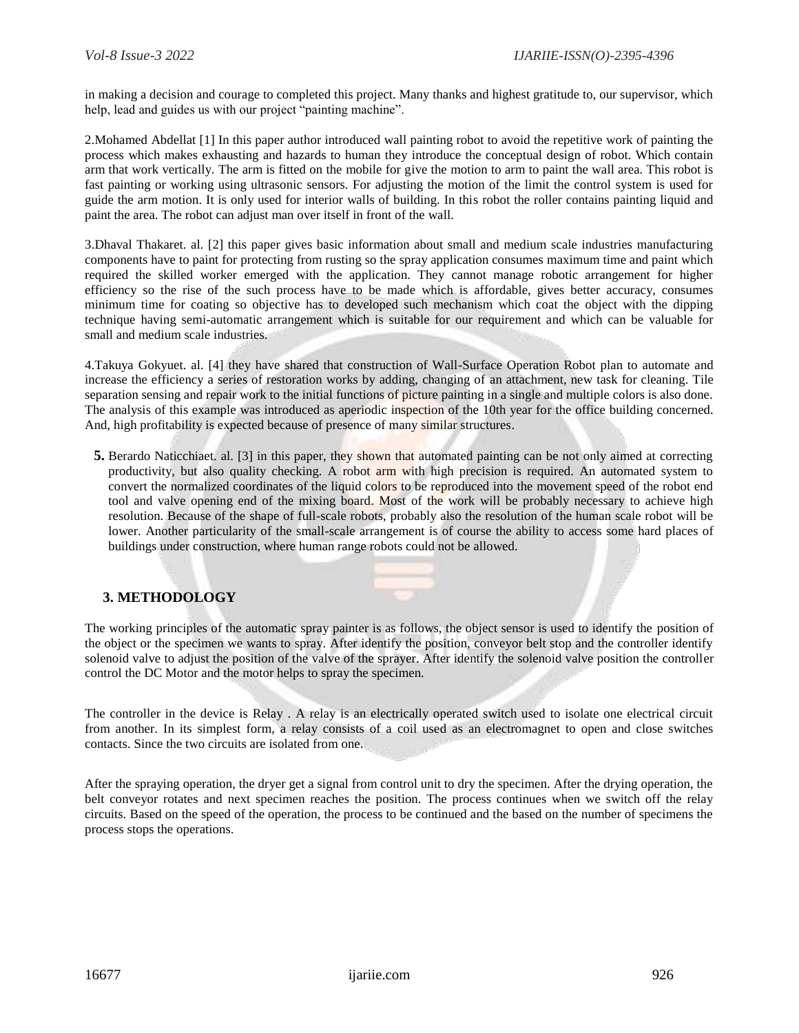in making a decision and courage to completed this project. Many thanks and highest gratitude to, our supervisor, which help, lead and guides us with our project "painting machine".

2.Mohamed Abdellat [1] In this paper author introduced wall painting robot to avoid the repetitive work of painting the process which makes exhausting and hazards to human they introduce the conceptual design of robot. Which contain arm that work vertically. The arm is fitted on the mobile for give the motion to arm to paint the wall area. This robot is fast painting or working using ultrasonic sensors. For adjusting the motion of the limit the control system is used for guide the arm motion. It is only used for interior walls of building. In this robot the roller contains painting liquid and paint the area. The robot can adjust man over itself in front of the wall.

3.Dhaval Thakaret. al. [2] this paper gives basic information about small and medium scale industries manufacturing components have to paint for protecting from rusting so the spray application consumes maximum time and paint which required the skilled worker emerged with the application. They cannot manage robotic arrangement for higher efficiency so the rise of the such process have to be made which is affordable, gives better accuracy, consumes minimum time for coating so objective has to developed such mechanism which coat the object with the dipping technique having semi-automatic arrangement which is suitable for our requirement and which can be valuable for small and medium scale industries.

4.Takuya Gokyuet. al. [4] they have shared that construction of Wall-Surface Operation Robot plan to automate and increase the efficiency a series of restoration works by adding, changing of an attachment, new task for cleaning. Tile separation sensing and repair work to the initial functions of picture painting in a single and multiple colors is also done. The analysis of this example was introduced as aperiodic inspection of the 10th year for the office building concerned. And, high profitability is expected because of presence of many similar structures.

**5.** Berardo Naticchiaet. al. [3] in this paper, they shown that automated painting can be not only aimed at correcting productivity, but also quality checking. A robot arm with high precision is required. An automated system to convert the normalized coordinates of the liquid colors to be reproduced into the movement speed of the robot end tool and valve opening end of the mixing board. Most of the work will be probably necessary to achieve high resolution. Because of the shape of full-scale robots, probably also the resolution of the human scale robot will be lower. Another particularity of the small-scale arrangement is of course the ability to access some hard places of buildings under construction, where human range robots could not be allowed.

## 3. METHODOLOGY

The working principles of the automatic spray painter is as follows, the object sensor is used to identify the position of the object or the specimen we wants to spray. After identify the position, conveyor belt stop and the controller identify solenoid valve to adjust the position of the valve of the sprayer. After identify the solenoid valve position the controller control the DC Motor and the motor helps to spray the specimen.

The controller in the device is Relay . A relay is an electrically operated switch used to isolate one electrical circuit from another. In its simplest form, a relay consists of a coil used as an electromagnet to open and close switches contacts. Since the two circuits are isolated from one.

After the spraying operation, the dryer get a signal from control unit to dry the specimen. After the drying operation, the belt conveyor rotates and next specimen reaches the position. The process continues when we switch off the relay circuits. Based on the speed of the operation, the process to be continued and the based on the number of specimens the process stops the operations.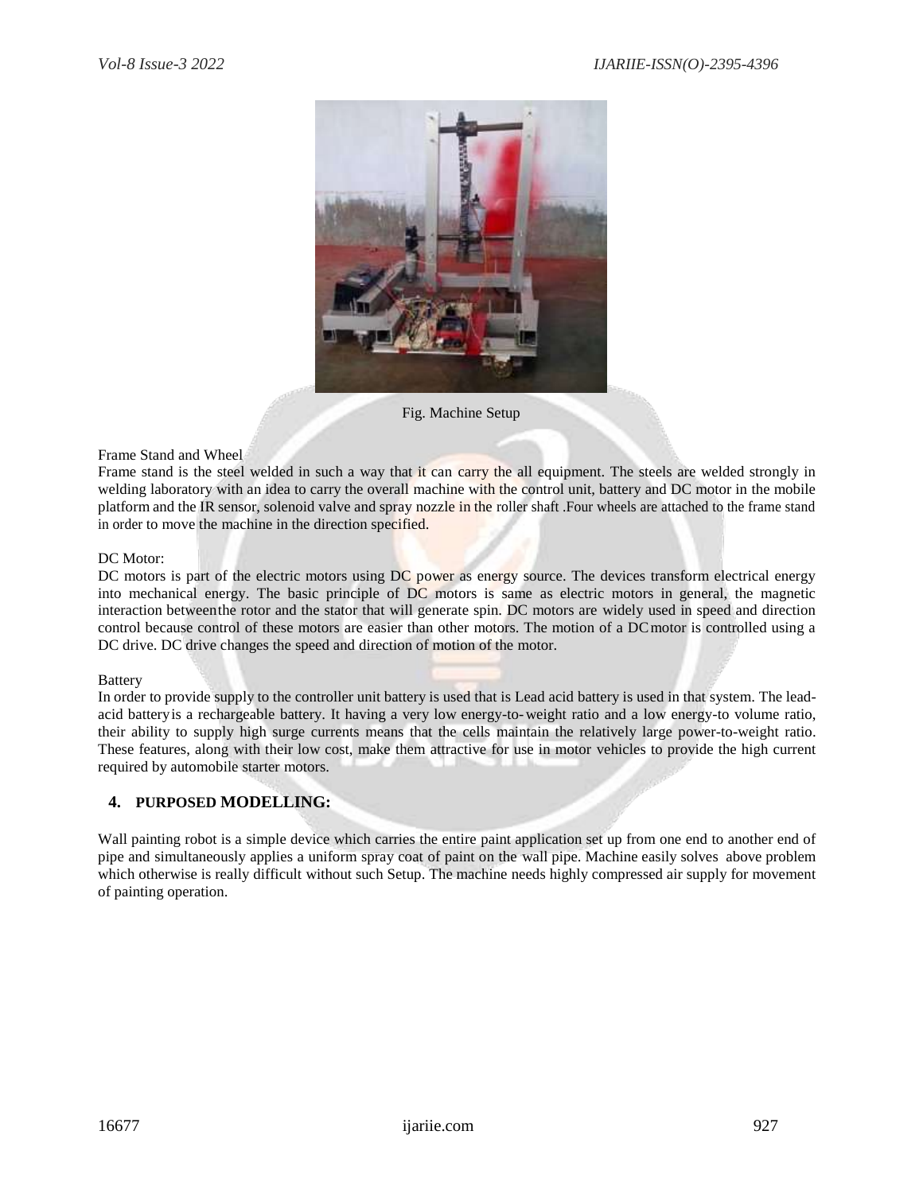Fig. Machine Setup

Frame Stand and Wheel

Frame stand is the steel welded in such a way that it can carry the all equipment. The steels are welded strongly in welding laboratory with an idea to carry the overall machine with the control unit, battery and DC motor in the mobile platform and the IR sensor, solenoid valve and spray nozzle in the roller shaft .Four wheels are attached to the frame stand in order to move the machine in the direction specified.

DC Motor:

DC motors is part of the electric motors using DC power as energy source. The devices transform electrical energy into mechanical energy. The basic principle of DC motors is same as electric motors in general, the magnetic interaction betweenthe rotor and the stator that will generate spin. DC motors are widely used in speed and direction control because control of these motors are easier than other motors. The motion of a DCmotor is controlled using a DC drive. DC drive changes the speed and direction of motion of the motor.

Battery

In order to provide supply to the controller unit battery is used that is Lead acid battery is used in that system. The lead-acid batteryis a rechargeable battery. It having a very low energy-to-weight ratio and a low energy-to volume ratio, their ability to supply high surge currents means that the cells maintain the relatively large power-to-weight ratio. These features, along with their low cost, make them attractive for use in motor vehicles to provide the high current required by automobile starter motors.

## 4. PURPOSED MODELLING:

Wall painting robot is a simple device which carries the entire paint application set up from one end to another end of pipe and simultaneously applies a uniform spray coat of paint on the wall pipe. Machine easily solves above problem which otherwise is really difficult without such Setup. The machine needs highly compressed air supply for movement of painting operation.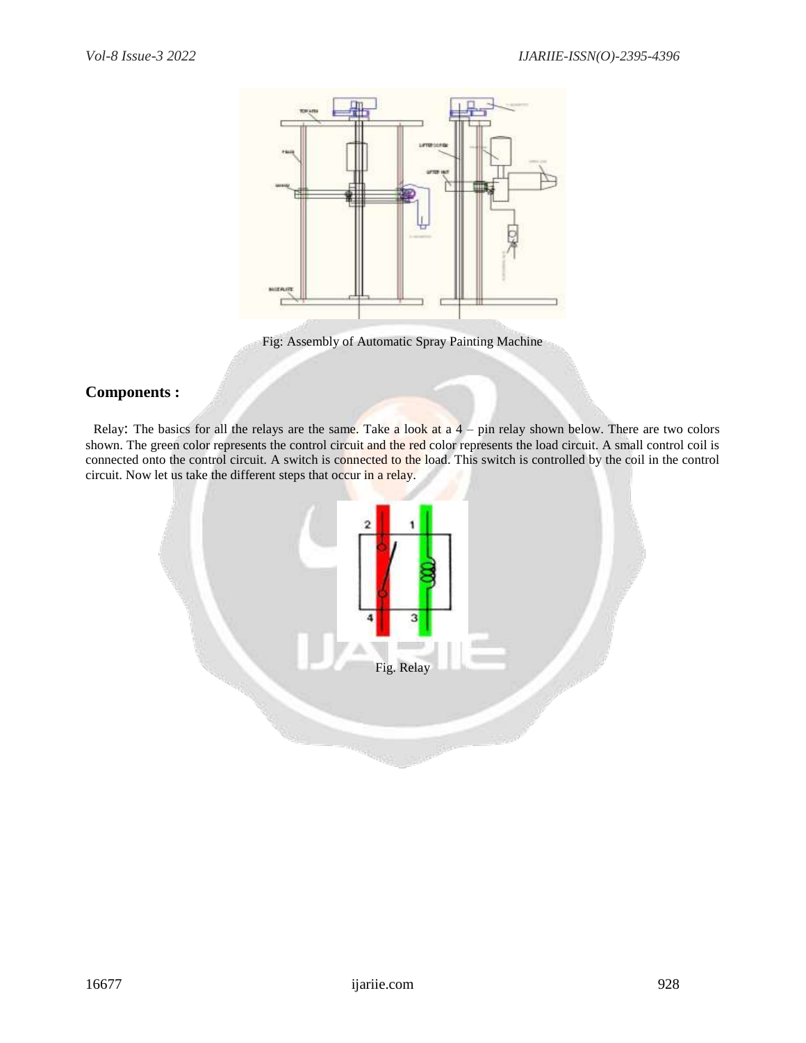Fig: Assembly of Automatic Spray Painting Machine

## Components :

Relay: The basics for all the relays are the same. Take a look at a 4 – pin relay shown below. There are two colors shown. The green color represents the control circuit and the red color represents the load circuit. A small control coil is connected onto the control circuit. A switch is connected to the load. This switch is controlled by the coil in the control circuit. Now let us take the different steps that occur in a relay.

Fig. Relay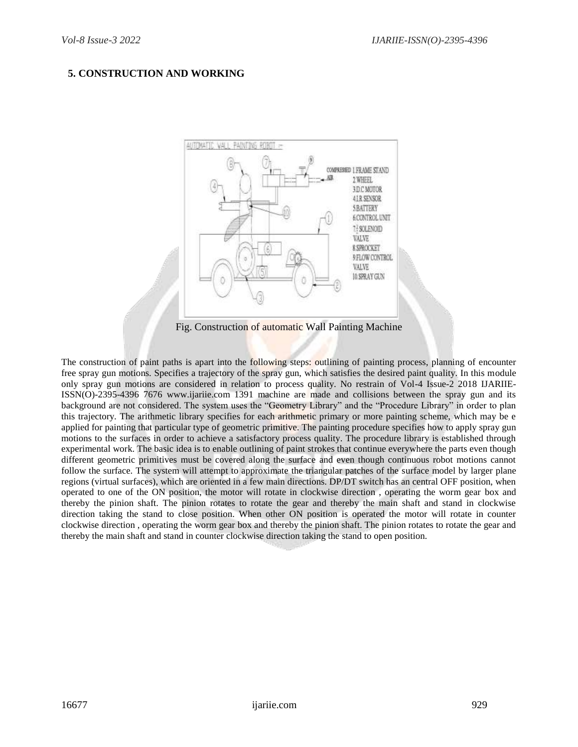## 5. CONSTRUCTION AND WORKING

Fig. Construction of automatic Wall Painting Machine

The construction of paint paths is apart into the following steps: outlining of painting process, planning of encounter free spray gun motions. Specifies a trajectory of the spray gun, which satisfies the desired paint quality. In this module only spray gun motions are considered in relation to process quality. No restrain of Vol-4 Issue-2 2018 IJARIIE-ISSN(O)-2395-4396 7676 www.ijariie.com 1391 machine are made and collisions between the spray gun and its background are not considered. The system uses the "Geometry Library" and the "Procedure Library" in order to plan this trajectory. The arithmetic library specifies for each arithmetic primary or more painting scheme, which may be e applied for painting that particular type of geometric primitive. The painting procedure specifies how to apply spray gun motions to the surfaces in order to achieve a satisfactory process quality. The procedure library is established through experimental work. The basic idea is to enable outlining of paint strokes that continue everywhere the parts even though different geometric primitives must be covered along the surface and even though continuous robot motions cannot follow the surface. The system will attempt to approximate the triangular patches of the surface model by larger plane regions (virtual surfaces), which are oriented in a few main directions. DP/DT switch has an central OFF position, when operated to one of the ON position, the motor will rotate in clockwise direction , operating the worm gear box and thereby the pinion shaft. The pinion rotates to rotate the gear and thereby the main shaft and stand in clockwise direction taking the stand to close position. When other ON position is operated the motor will rotate in counter clockwise direction , operating the worm gear box and thereby the pinion shaft. The pinion rotates to rotate the gear and thereby the main shaft and stand in counter clockwise direction taking the stand to open position.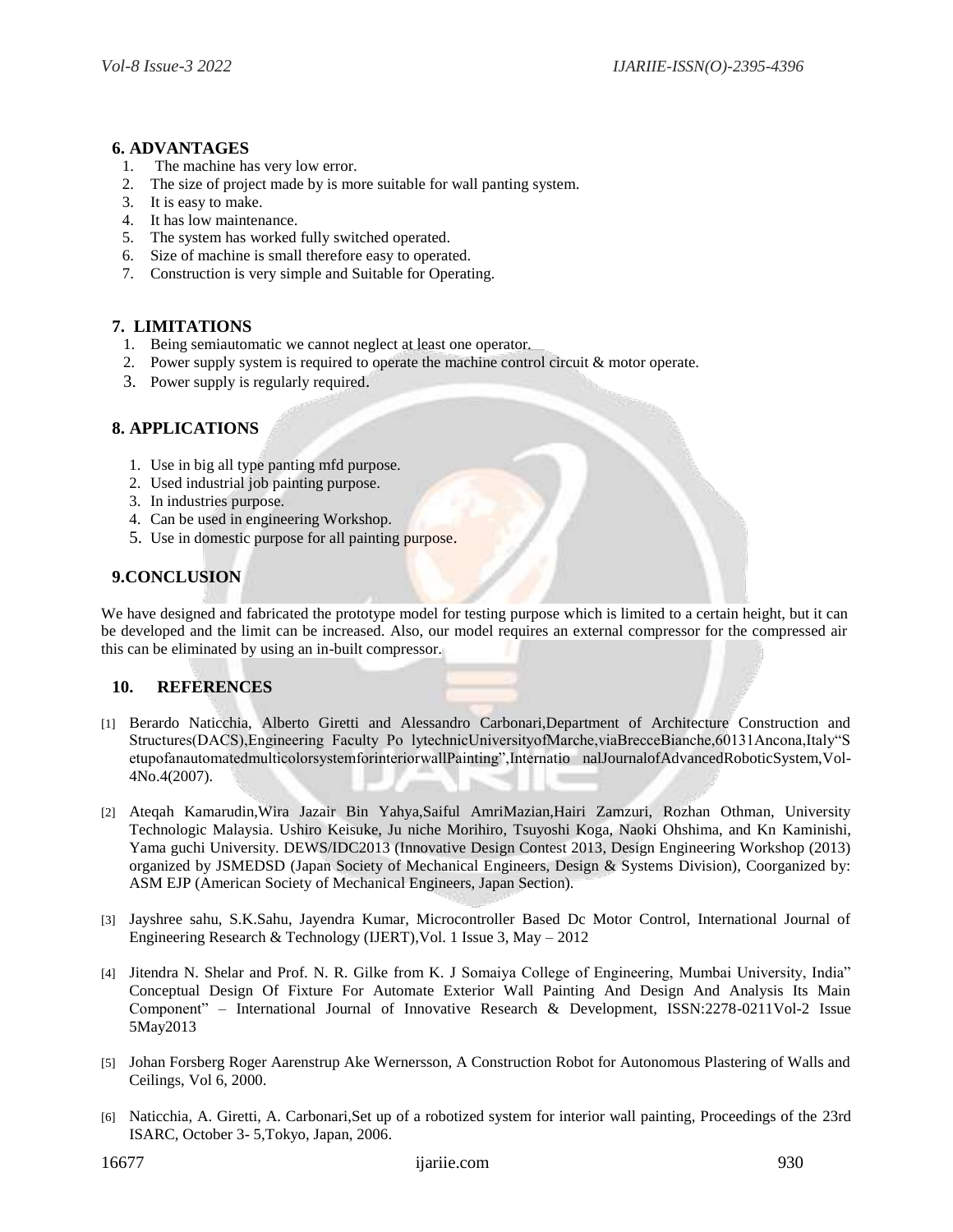## 6. ADVANTAGES

1. The machine has very low error.
2. The size of project made by is more suitable for wall panting system.
3. It is easy to make.
4. It has low maintenance.
5. The system has worked fully switched operated.
6. Size of machine is small therefore easy to operated.
7. Construction is very simple and Suitable for Operating.

## 7. LIMITATIONS

1. Being semiautomatic we cannot neglect at least one operator.
2. Power supply system is required to operate the machine control circuit & motor operate.
3. Power supply is regularly required.

## 8. APPLICATIONS

1. Use in big all type panting mfd purpose.
2. Used industrial job painting purpose.
3. In industries purpose.
4. Can be used in engineering Workshop.
5. Use in domestic purpose for all painting purpose.

## 9.CONCLUSION

We have designed and fabricated the prototype model for testing purpose which is limited to a certain height, but it can be developed and the limit can be increased. Also, our model requires an external compressor for the compressed air this can be eliminated by using an in-built compressor.

## 10. REFERENCES

[1] Berardo Naticchia, Alberto Giretti and Alessandro Carbonari,Department of Architecture Construction and Structures(DACS),Engineering Faculty Po lytechnicUniversityofMarche,viaBrecceBianche,60131Ancona,Italy"SetupofanautomatedmulticolorsystemforinteriorwallPainting",Internatio nalJournalofAdvancedRoboticSystem,Vol-4No.4(2007).

[2] Ateqah Kamarudin,Wira Jazair Bin Yahya,Saiful AmriMazian,Hairi Zamzuri, Rozhan Othman, University Technologic Malaysia. Ushiro Keisuke, Ju niche Morihiro, Tsuyoshi Koga, Naoki Ohshima, and Kn Kaminishi, Yama guchi University. DEWS/IDC2013 (Innovative Design Contest 2013, Design Engineering Workshop (2013) organized by JSMEDSD (Japan Society of Mechanical Engineers, Design & Systems Division), Coorganized by: ASM EJP (American Society of Mechanical Engineers, Japan Section).

[3] Jayshree sahu, S.K.Sahu, Jayendra Kumar, Microcontroller Based Dc Motor Control, International Journal of Engineering Research & Technology (IJERT),Vol. 1 Issue 3, May – 2012

[4] Jitendra N. Shelar and Prof. N. R. Gilke from K. J Somaiya College of Engineering, Mumbai University, India" Conceptual Design Of Fixture For Automate Exterior Wall Painting And Design And Analysis Its Main Component" – International Journal of Innovative Research & Development, ISSN:2278-0211Vol-2 Issue 5May2013

[5] Johan Forsberg Roger Aarenstrup Ake Wernersson, A Construction Robot for Autonomous Plastering of Walls and Ceilings, Vol 6, 2000.

[6] Naticchia, A. Giretti, A. Carbonari,Set up of a robotized system for interior wall painting, Proceedings of the 23rd ISARC, October 3- 5,Tokyo, Japan, 2006.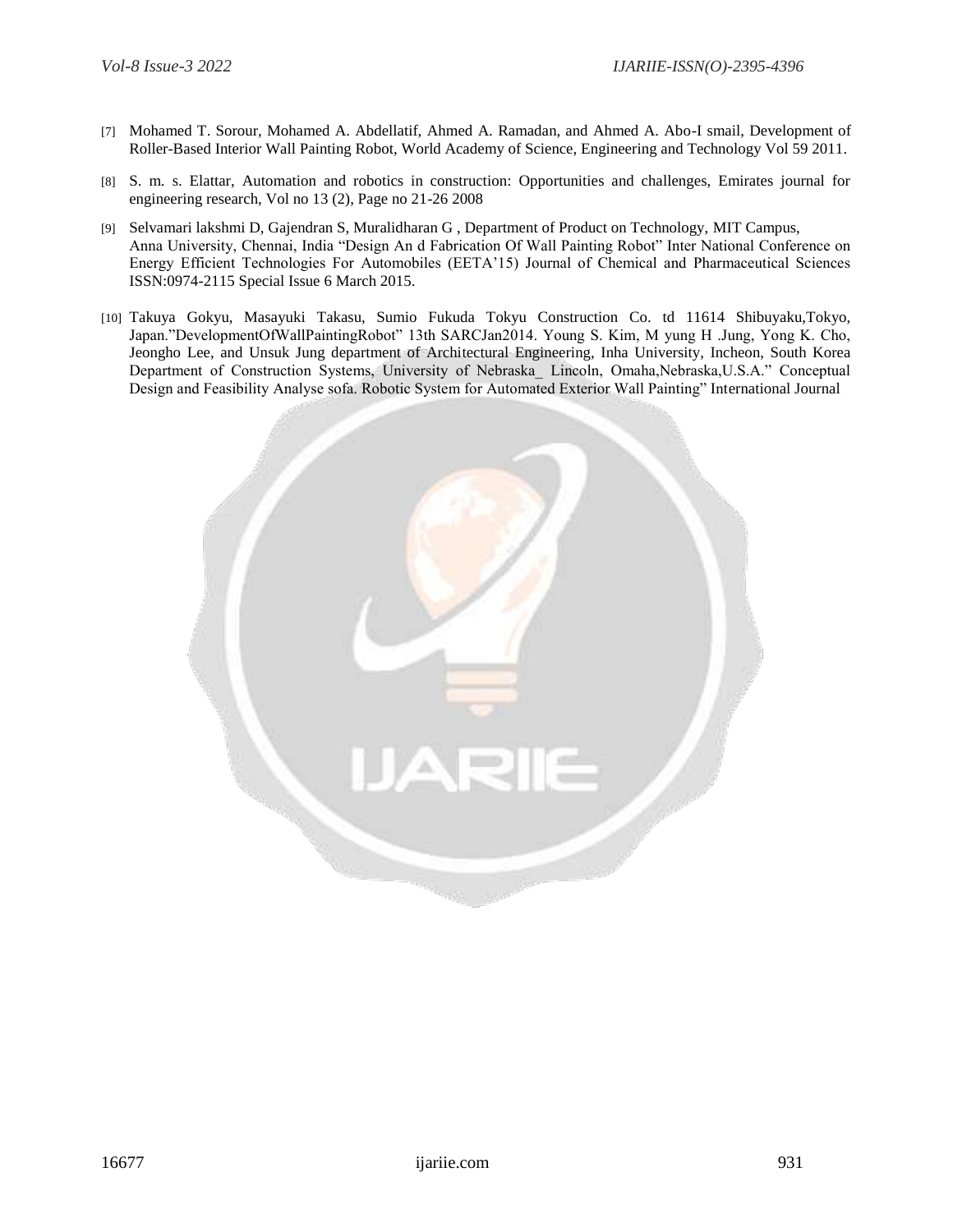[7] Mohamed T. Sorour, Mohamed A. Abdellatif, Ahmed A. Ramadan, and Ahmed A. Abo-I smail, Development of Roller-Based Interior Wall Painting Robot, World Academy of Science, Engineering and Technology Vol 59 2011.

[8] S. m. s. Elattar, Automation and robotics in construction: Opportunities and challenges, Emirates journal for engineering research, Vol no 13 (2), Page no 21-26 2008

[9] Selvamari lakshmi D, Gajendran S, Muralidharan G , Department of Product on Technology, MIT Campus, Anna University, Chennai, India "Design An d Fabrication Of Wall Painting Robot" Inter National Conference on Energy Efficient Technologies For Automobiles (EETA'15) Journal of Chemical and Pharmaceutical Sciences ISSN:0974-2115 Special Issue 6 March 2015.

[10] Takuya Gokyu, Masayuki Takasu, Sumio Fukuda Tokyu Construction Co. td 11614 Shibuyaku,Tokyo, Japan."DevelopmentOfWallPaintingRobot" 13th SARCJan2014. Young S. Kim, M yung H .Jung, Yong K. Cho, Jeongho Lee, and Unsuk Jung department of Architectural Engineering, Inha University, Incheon, South Korea Department of Construction Systems, University of Nebraska_ Lincoln, Omaha,Nebraska,U.S.A." Conceptual Design and Feasibility Analyse sofa. Robotic System for Automated Exterior Wall Painting" International Journal